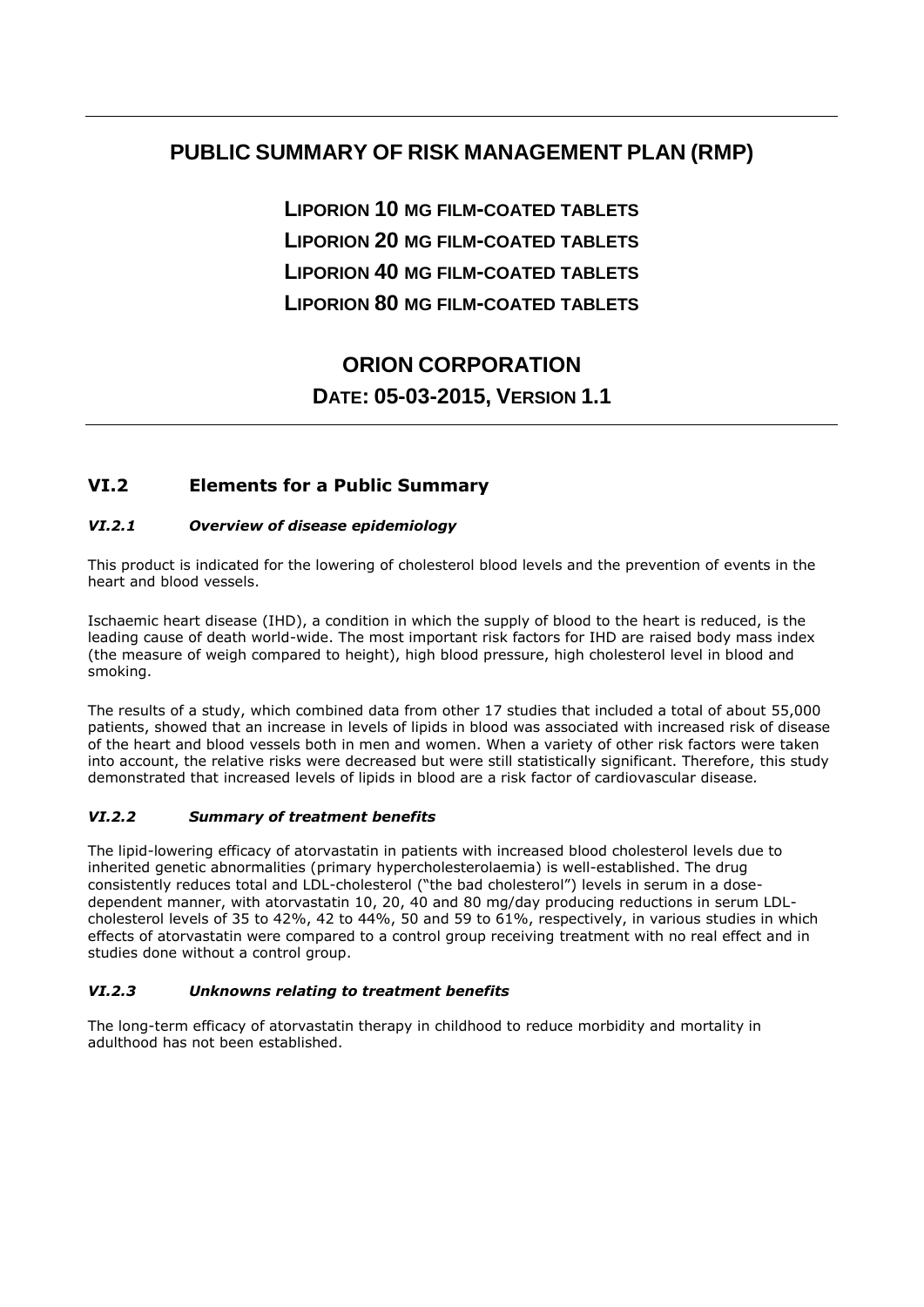# PUBLIC SUMMARY OF RISK MANAGEMENT PLAN (RMP)

**LIPORION 10 MG FILM-COATED TABLETS**

**LIPORION 20 MG FILM-COATED TABLETS**

**LIPORION 40 MG FILM-COATED TABLETS**

**LIPORION 80 MG FILM-COATED TABLETS**

**ORION CORPORATION**

**DATE: 05-03-2015, VERSION 1.1**

## VI.2 Elements for a Public Summary

### *VI.2.1 Overview of disease epidemiology*

This product is indicated for the lowering of cholesterol blood levels and the prevention of events in the heart and blood vessels.

Ischaemic heart disease (IHD), a condition in which the supply of blood to the heart is reduced, is the leading cause of death world-wide. The most important risk factors for IHD are raised body mass index (the measure of weigh compared to height), high blood pressure, high cholesterol level in blood and smoking.

The results of a study, which combined data from other 17 studies that included a total of about 55,000 patients, showed that an increase in levels of lipids in blood was associated with increased risk of disease of the heart and blood vessels both in men and women. When a variety of other risk factors were taken into account, the relative risks were decreased but were still statistically significant. Therefore, this study demonstrated that increased levels of lipids in blood are a risk factor of cardiovascular disease.

### *VI.2.2 Summary of treatment benefits*

The lipid-lowering efficacy of atorvastatin in patients with increased blood cholesterol levels due to inherited genetic abnormalities (primary hypercholesterolaemia) is well-established. The drug consistently reduces total and LDL-cholesterol ("the bad cholesterol") levels in serum in a dose-dependent manner, with atorvastatin 10, 20, 40 and 80 mg/day producing reductions in serum LDL-cholesterol levels of 35 to 42%, 42 to 44%, 50 and 59 to 61%, respectively, in various studies in which effects of atorvastatin were compared to a control group receiving treatment with no real effect and in studies done without a control group.

### *VI.2.3 Unknowns relating to treatment benefits*

The long-term efficacy of atorvastatin therapy in childhood to reduce morbidity and mortality in adulthood has not been established.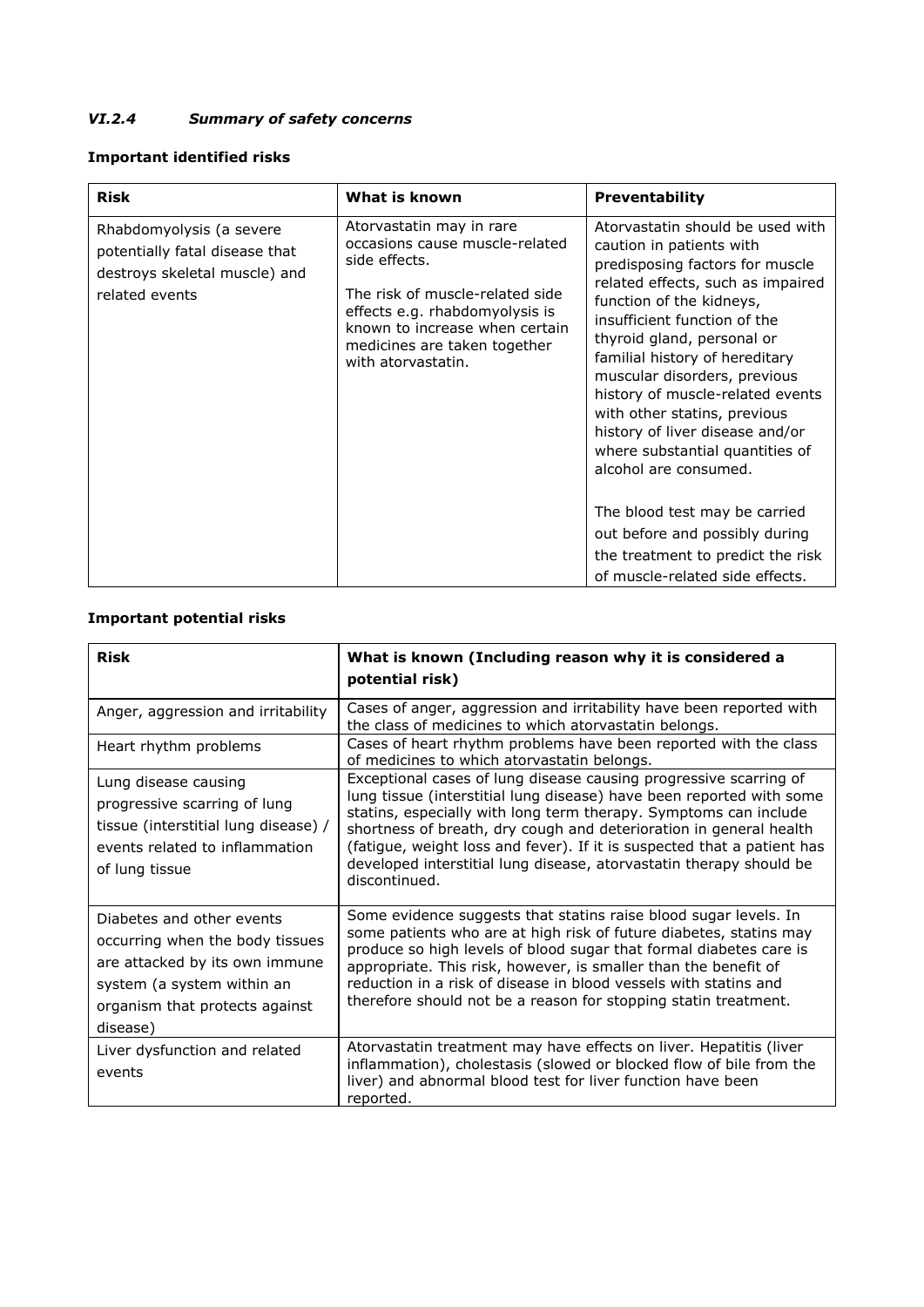### *VI.2.4 Summary of safety concerns*

**Important identified risks**

| **Risk** | **What is known** | **Preventability** |
| --- | --- | --- |
| Rhabdomyolysis (a severe potentially fatal disease that destroys skeletal muscle) and related events | Atorvastatin may in rare occasions cause muscle-related side effects.<br><br>The risk of muscle-related side effects e.g. rhabdomyolysis is known to increase when certain medicines are taken together with atorvastatin. | Atorvastatin should be used with caution in patients with predisposing factors for muscle related effects, such as impaired function of the kidneys, insufficient function of the thyroid gland, personal or familial history of hereditary muscular disorders, previous history of muscle-related events with other statins, previous history of liver disease and/or where substantial quantities of alcohol are consumed.<br><br>The blood test may be carried out before and possibly during the treatment to predict the risk of muscle-related side effects. |

**Important potential risks**

| **Risk** | **What is known (Including reason why it is considered a potential risk)** |
| --- | --- |
| Anger, aggression and irritability | Cases of anger, aggression and irritability have been reported with the class of medicines to which atorvastatin belongs. |
| Heart rhythm problems | Cases of heart rhythm problems have been reported with the class of medicines to which atorvastatin belongs. |
| Lung disease causing progressive scarring of lung tissue (interstitial lung disease) / events related to inflammation of lung tissue | Exceptional cases of lung disease causing progressive scarring of lung tissue (interstitial lung disease) have been reported with some statins, especially with long term therapy. Symptoms can include shortness of breath, dry cough and deterioration in general health (fatigue, weight loss and fever). If it is suspected that a patient has developed interstitial lung disease, atorvastatin therapy should be discontinued. |
| Diabetes and other events occurring when the body tissues are attacked by its own immune system (a system within an organism that protects against disease) | Some evidence suggests that statins raise blood sugar levels. In some patients who are at high risk of future diabetes, statins may produce so high levels of blood sugar that formal diabetes care is appropriate. This risk, however, is smaller than the benefit of reduction in a risk of disease in blood vessels with statins and therefore should not be a reason for stopping statin treatment. |
| Liver dysfunction and related events | Atorvastatin treatment may have effects on liver. Hepatitis (liver inflammation), cholestasis (slowed or blocked flow of bile from the liver) and abnormal blood test for liver function have been reported. |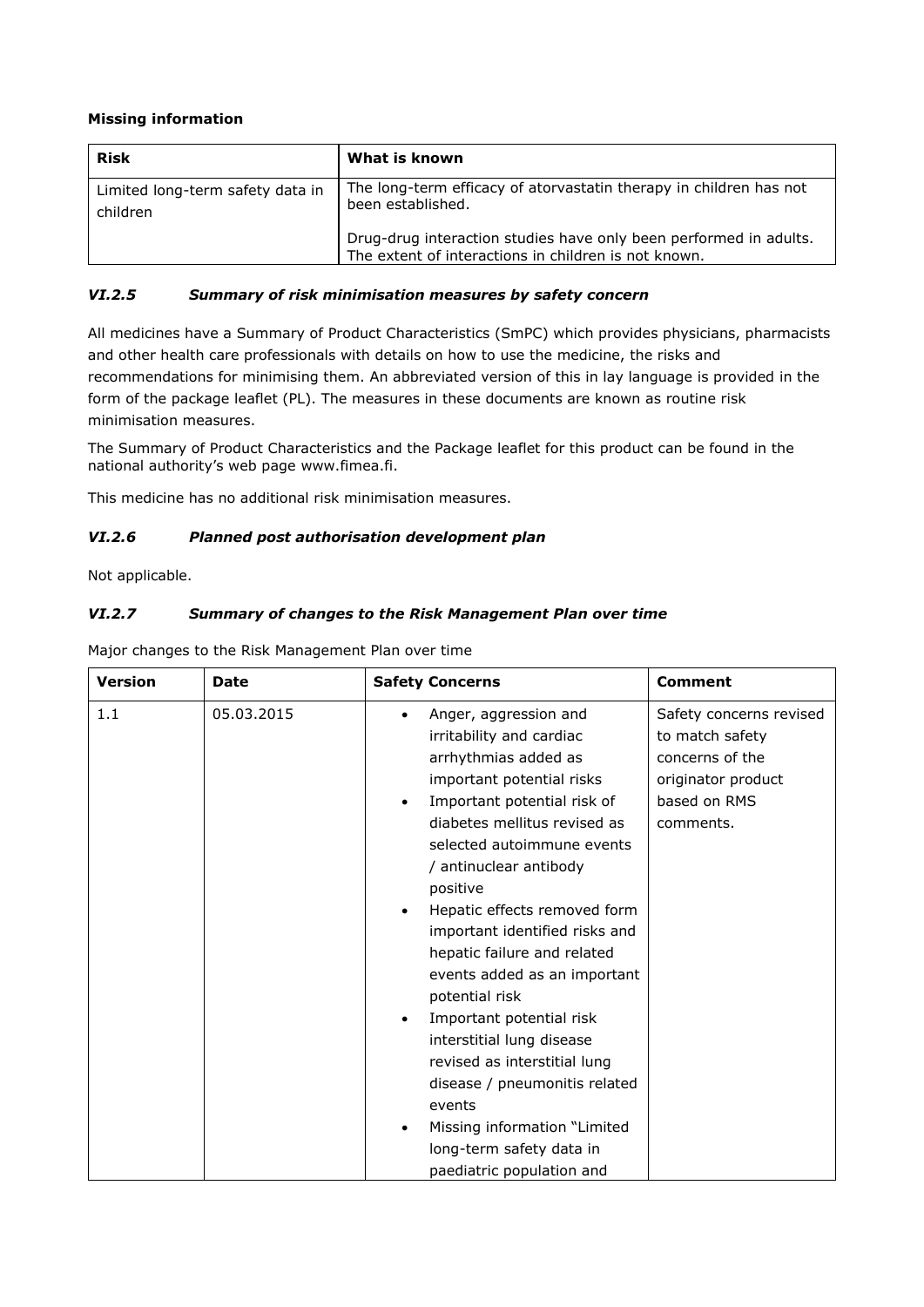**Missing information**

| Risk | What is known |
|---|---|
| Limited long-term safety data in children | The long-term efficacy of atorvastatin therapy in children has not been established.<br><br>Drug-drug interaction studies have only been performed in adults. The extent of interactions in children is not known. |

### *VI.2.5 Summary of risk minimisation measures by safety concern*

All medicines have a Summary of Product Characteristics (SmPC) which provides physicians, pharmacists and other health care professionals with details on how to use the medicine, the risks and recommendations for minimising them. An abbreviated version of this in lay language is provided in the form of the package leaflet (PL). The measures in these documents are known as routine risk minimisation measures.

The Summary of Product Characteristics and the Package leaflet for this product can be found in the national authority's web page www.fimea.fi.

This medicine has no additional risk minimisation measures.

### *VI.2.6 Planned post authorisation development plan*

Not applicable.

### *VI.2.7 Summary of changes to the Risk Management Plan over time*

Major changes to the Risk Management Plan over time

| Version | Date | Safety Concerns | Comment |
|---|---|---|---|
| 1.1 | 05.03.2015 | • Anger, aggression and irritability and cardiac arrhythmias added as important potential risks<br>• Important potential risk of diabetes mellitus revised as selected autoimmune events / antinuclear antibody positive<br>• Hepatic effects removed form important identified risks and hepatic failure and related events added as an important potential risk<br>• Important potential risk interstitial lung disease revised as interstitial lung disease / pneumonitis related events<br>• Missing information "Limited long-term safety data in paediatric population and | Safety concerns revised to match safety concerns of the originator product based on RMS comments. |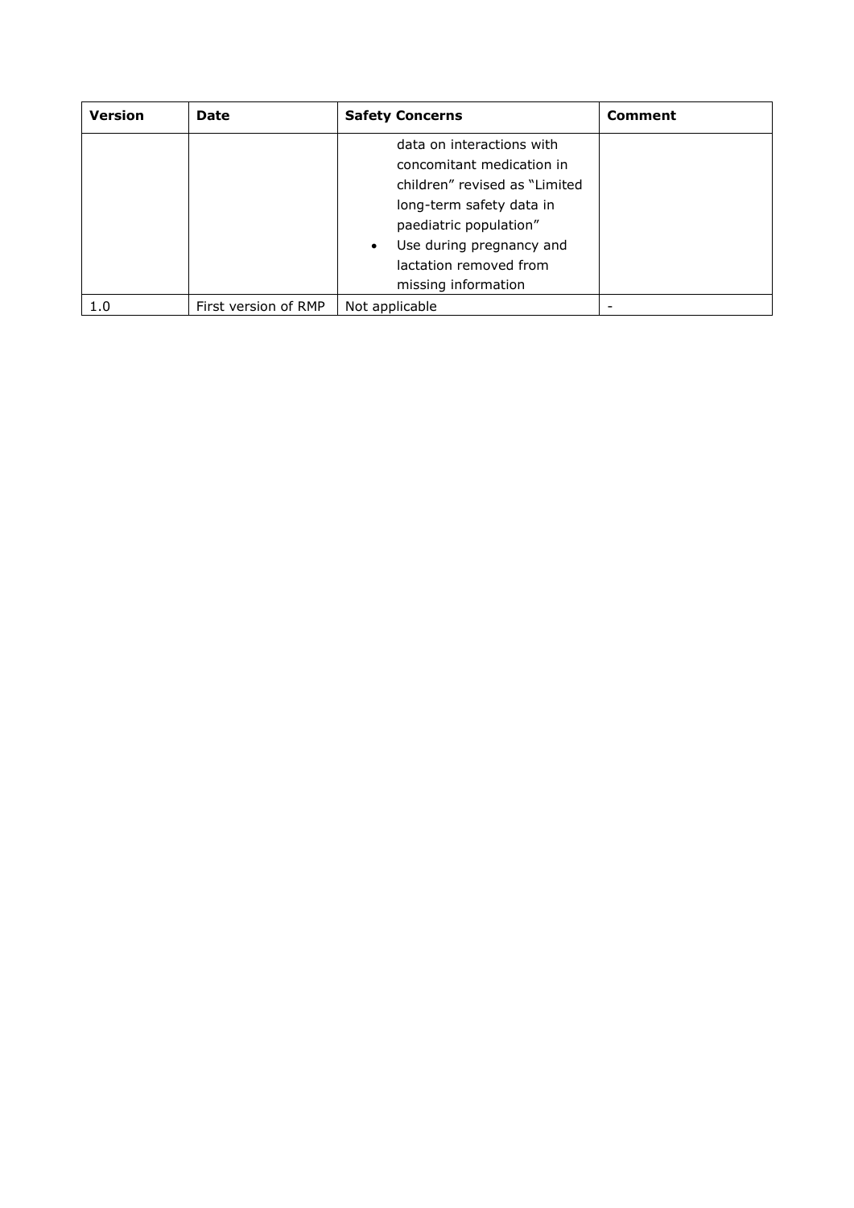| Version | Date | Safety Concerns | Comment |
|---|---|---|---|
| | | data on interactions with concomitant medication in children" revised as "Limited long-term safety data in paediatric population"<br>• Use during pregnancy and lactation removed from missing information | |
| 1.0 | First version of RMP | Not applicable | - |